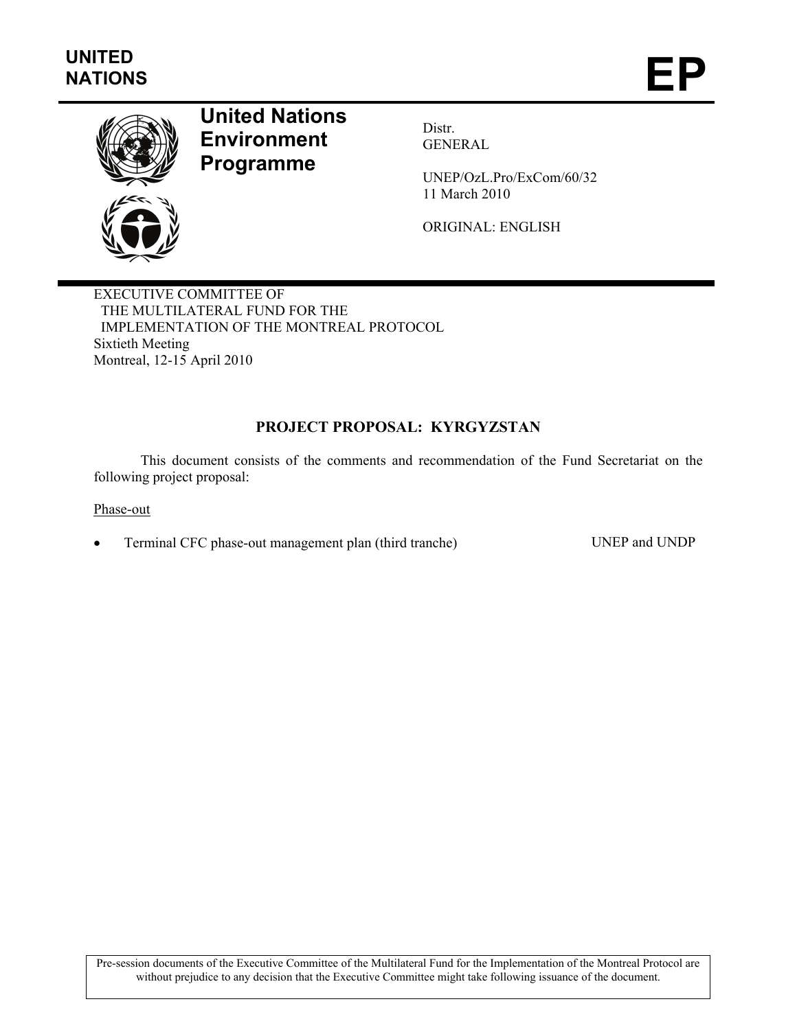UNITED NATIONS

# EP

**United Nations Environment Programme**

Distr.
GENERAL

UNEP/OzL.Pro/ExCom/60/32
11 March 2010

ORIGINAL: ENGLISH

EXECUTIVE COMMITTEE OF
THE MULTILATERAL FUND FOR THE
IMPLEMENTATION OF THE MONTREAL PROTOCOL
Sixtieth Meeting
Montreal, 12-15 April 2010

## PROJECT PROPOSAL: KYRGYZSTAN

This document consists of the comments and recommendation of the Fund Secretariat on the following project proposal:

Phase-out

- Terminal CFC phase-out management plan (third tranche) — UNEP and UNDP

Pre-session documents of the Executive Committee of the Multilateral Fund for the Implementation of the Montreal Protocol are without prejudice to any decision that the Executive Committee might take following issuance of the document.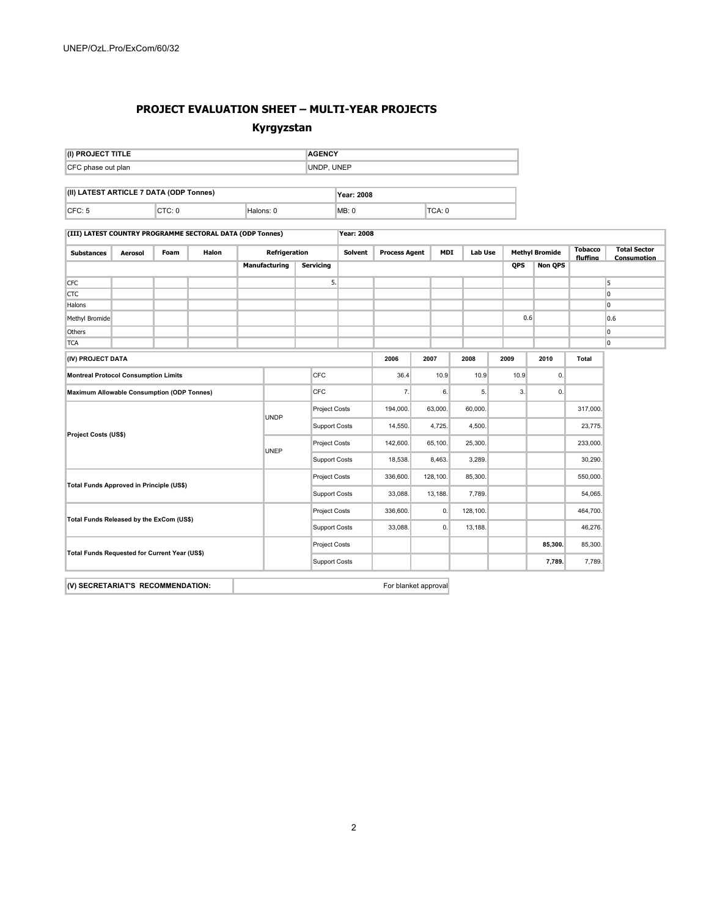## PROJECT EVALUATION SHEET – MULTI-YEAR PROJECTS

### Kyrgyzstan

| (I) PROJECT TITLE | AGENCY |
|---|---|
| CFC phase out plan | UNDP, UNEP |

| (II) LATEST ARTICLE 7 DATA (ODP Tonnes) | | | Year: 2008 | |
|---|---|---|---|---|
| CFC: 5 | CTC: 0 | Halons: 0 | MB: 0 | TCA: 0 |

**(III) LATEST COUNTRY PROGRAMME SECTORAL DATA (ODP Tonnes)** Year: 2008

| Substances | Aerosol | Foam | Halon | Refrigeration | | Solvent | Process Agent | MDI | Lab Use | Methyl Bromide | | Tobacco fluffing | Total Sector Consumption |
|---|---|---|---|---|---|---|---|---|---|---|---|---|---|
| | | | | Manufacturing | Servicing | | | | | QPS | Non QPS | | |
| CFC | | | | | 5. | | | | | | | | 5 |
| CTC | | | | | | | | | | | | | 0 |
| Halons | | | | | | | | | | | | | 0 |
| Methyl Bromide | | | | | | | | | | 0.6 | | | 0.6 |
| Others | | | | | | | | | | | | | 0 |
| TCA | | | | | | | | | | | | | 0 |

| (IV) PROJECT DATA | | | 2006 | 2007 | 2008 | 2009 | 2010 | Total |
|---|---|---|---|---|---|---|---|---|
| Montreal Protocol Consumption Limits | | CFC | 36.4 | 10.9 | 10.9 | 10.9 | 0. | |
| Maximum Allowable Consumption (ODP Tonnes) | | CFC | 7. | 6. | 5. | 3. | 0. | |
| Project Costs (US$) | UNDP | Project Costs | 194,000. | 63,000. | 60,000. | | | 317,000. |
| | | Support Costs | 14,550. | 4,725. | 4,500. | | | 23,775. |
| | UNEP | Project Costs | 142,600. | 65,100. | 25,300. | | | 233,000. |
| | | Support Costs | 18,538. | 8,463. | 3,289. | | | 30,290. |
| Total Funds Approved in Principle (US$) | | Project Costs | 336,600. | 128,100. | 85,300. | | | 550,000. |
| | | Support Costs | 33,088. | 13,188. | 7,789. | | | 54,065. |
| Total Funds Released by the ExCom (US$) | | Project Costs | 336,600. | 0. | 128,100. | | | 464,700. |
| | | Support Costs | 33,088. | 0. | 13,188. | | | 46,276. |
| Total Funds Requested for Current Year (US$) | | Project Costs | | | | | **85,300.** | 85,300. |
| | | Support Costs | | | | | **7,789.** | 7,789. |

| (V) SECRETARIAT'S RECOMMENDATION: | For blanket approval |
|---|---|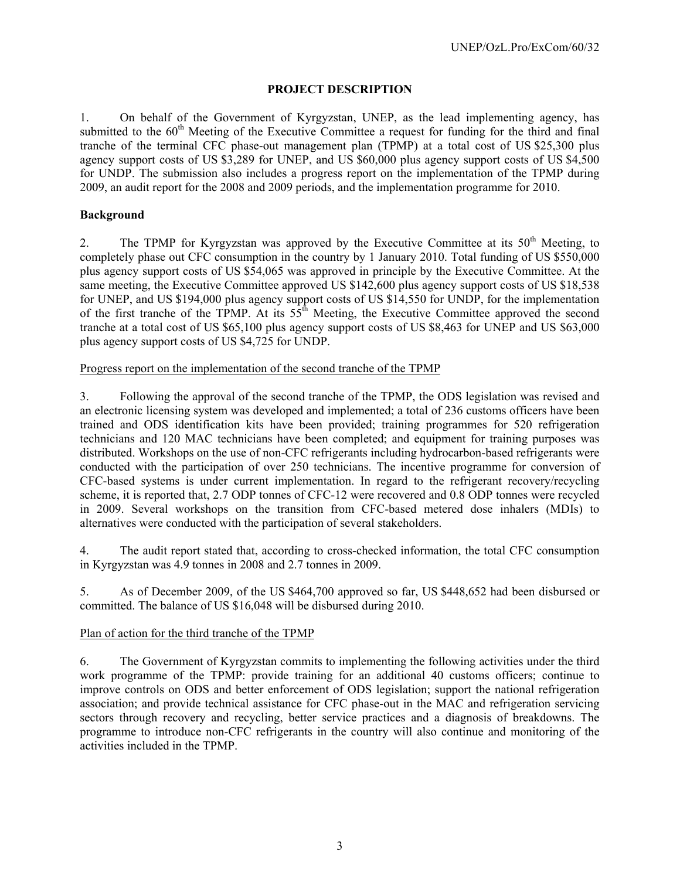## PROJECT DESCRIPTION

1. On behalf of the Government of Kyrgyzstan, UNEP, as the lead implementing agency, has submitted to the 60th Meeting of the Executive Committee a request for funding for the third and final tranche of the terminal CFC phase-out management plan (TPMP) at a total cost of US $25,300 plus agency support costs of US $3,289 for UNEP, and US $60,000 plus agency support costs of US $4,500 for UNDP. The submission also includes a progress report on the implementation of the TPMP during 2009, an audit report for the 2008 and 2009 periods, and the implementation programme for 2010.

### Background

2. The TPMP for Kyrgyzstan was approved by the Executive Committee at its 50th Meeting, to completely phase out CFC consumption in the country by 1 January 2010. Total funding of US $550,000 plus agency support costs of US $54,065 was approved in principle by the Executive Committee. At the same meeting, the Executive Committee approved US $142,600 plus agency support costs of US $18,538 for UNEP, and US $194,000 plus agency support costs of US $14,550 for UNDP, for the implementation of the first tranche of the TPMP. At its 55th Meeting, the Executive Committee approved the second tranche at a total cost of US $65,100 plus agency support costs of US $8,463 for UNEP and US $63,000 plus agency support costs of US $4,725 for UNDP.

Progress report on the implementation of the second tranche of the TPMP

3. Following the approval of the second tranche of the TPMP, the ODS legislation was revised and an electronic licensing system was developed and implemented; a total of 236 customs officers have been trained and ODS identification kits have been provided; training programmes for 520 refrigeration technicians and 120 MAC technicians have been completed; and equipment for training purposes was distributed. Workshops on the use of non-CFC refrigerants including hydrocarbon-based refrigerants were conducted with the participation of over 250 technicians. The incentive programme for conversion of CFC-based systems is under current implementation. In regard to the refrigerant recovery/recycling scheme, it is reported that, 2.7 ODP tonnes of CFC-12 were recovered and 0.8 ODP tonnes were recycled in 2009. Several workshops on the transition from CFC-based metered dose inhalers (MDIs) to alternatives were conducted with the participation of several stakeholders.

4. The audit report stated that, according to cross-checked information, the total CFC consumption in Kyrgyzstan was 4.9 tonnes in 2008 and 2.7 tonnes in 2009.

5. As of December 2009, of the US $464,700 approved so far, US $448,652 had been disbursed or committed. The balance of US $16,048 will be disbursed during 2010.

Plan of action for the third tranche of the TPMP

6. The Government of Kyrgyzstan commits to implementing the following activities under the third work programme of the TPMP: provide training for an additional 40 customs officers; continue to improve controls on ODS and better enforcement of ODS legislation; support the national refrigeration association; and provide technical assistance for CFC phase-out in the MAC and refrigeration servicing sectors through recovery and recycling, better service practices and a diagnosis of breakdowns. The programme to introduce non-CFC refrigerants in the country will also continue and monitoring of the activities included in the TPMP.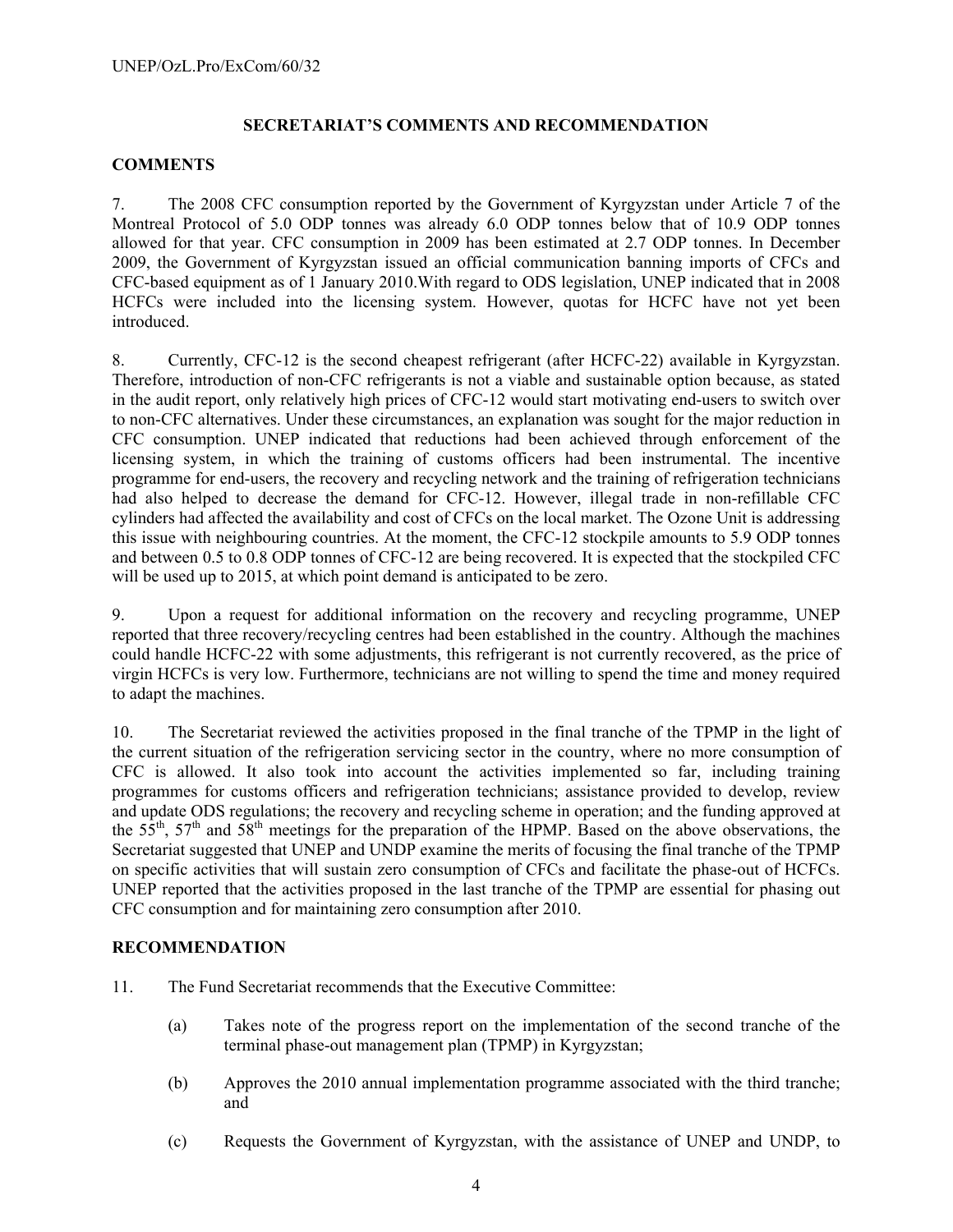## SECRETARIAT'S COMMENTS AND RECOMMENDATION

### COMMENTS

7. The 2008 CFC consumption reported by the Government of Kyrgyzstan under Article 7 of the Montreal Protocol of 5.0 ODP tonnes was already 6.0 ODP tonnes below that of 10.9 ODP tonnes allowed for that year. CFC consumption in 2009 has been estimated at 2.7 ODP tonnes. In December 2009, the Government of Kyrgyzstan issued an official communication banning imports of CFCs and CFC-based equipment as of 1 January 2010.With regard to ODS legislation, UNEP indicated that in 2008 HCFCs were included into the licensing system. However, quotas for HCFC have not yet been introduced.

8. Currently, CFC-12 is the second cheapest refrigerant (after HCFC-22) available in Kyrgyzstan. Therefore, introduction of non-CFC refrigerants is not a viable and sustainable option because, as stated in the audit report, only relatively high prices of CFC-12 would start motivating end-users to switch over to non-CFC alternatives. Under these circumstances, an explanation was sought for the major reduction in CFC consumption. UNEP indicated that reductions had been achieved through enforcement of the licensing system, in which the training of customs officers had been instrumental. The incentive programme for end-users, the recovery and recycling network and the training of refrigeration technicians had also helped to decrease the demand for CFC-12. However, illegal trade in non-refillable CFC cylinders had affected the availability and cost of CFCs on the local market. The Ozone Unit is addressing this issue with neighbouring countries. At the moment, the CFC-12 stockpile amounts to 5.9 ODP tonnes and between 0.5 to 0.8 ODP tonnes of CFC-12 are being recovered. It is expected that the stockpiled CFC will be used up to 2015, at which point demand is anticipated to be zero.

9. Upon a request for additional information on the recovery and recycling programme, UNEP reported that three recovery/recycling centres had been established in the country. Although the machines could handle HCFC-22 with some adjustments, this refrigerant is not currently recovered, as the price of virgin HCFCs is very low. Furthermore, technicians are not willing to spend the time and money required to adapt the machines.

10. The Secretariat reviewed the activities proposed in the final tranche of the TPMP in the light of the current situation of the refrigeration servicing sector in the country, where no more consumption of CFC is allowed. It also took into account the activities implemented so far, including training programmes for customs officers and refrigeration technicians; assistance provided to develop, review and update ODS regulations; the recovery and recycling scheme in operation; and the funding approved at the 55th, 57th and 58th meetings for the preparation of the HPMP. Based on the above observations, the Secretariat suggested that UNEP and UNDP examine the merits of focusing the final tranche of the TPMP on specific activities that will sustain zero consumption of CFCs and facilitate the phase-out of HCFCs. UNEP reported that the activities proposed in the last tranche of the TPMP are essential for phasing out CFC consumption and for maintaining zero consumption after 2010.

### RECOMMENDATION

11. The Fund Secretariat recommends that the Executive Committee:

(a) Takes note of the progress report on the implementation of the second tranche of the terminal phase-out management plan (TPMP) in Kyrgyzstan;

(b) Approves the 2010 annual implementation programme associated with the third tranche; and

(c) Requests the Government of Kyrgyzstan, with the assistance of UNEP and UNDP, to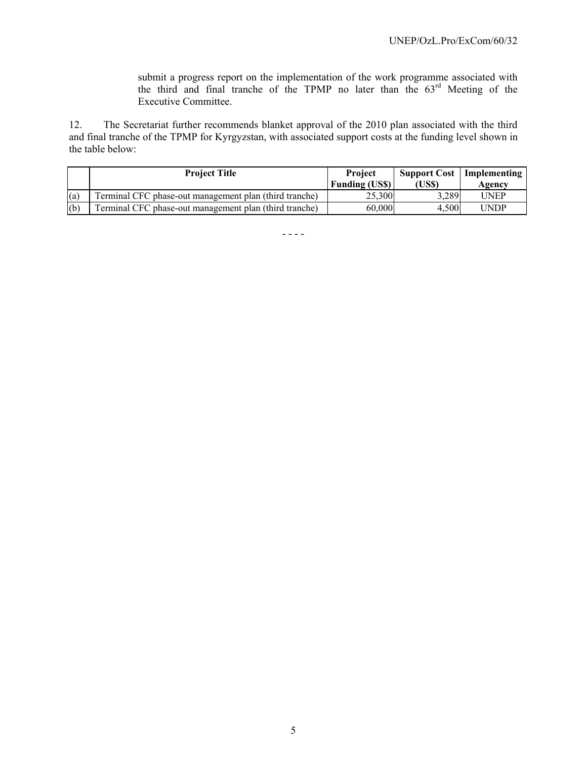submit a progress report on the implementation of the work programme associated with the third and final tranche of the TPMP no later than the 63rd Meeting of the Executive Committee.

12. The Secretariat further recommends blanket approval of the 2010 plan associated with the third and final tranche of the TPMP for Kyrgyzstan, with associated support costs at the funding level shown in the table below:

| | Project Title | Project Funding (US$) | Support Cost (US$) | Implementing Agency |
|---|---|---|---|---|
| (a) | Terminal CFC phase-out management plan (third tranche) | 25,300 | 3,289 | UNEP |
| (b) | Terminal CFC phase-out management plan (third tranche) | 60,000 | 4,500 | UNDP |

- - - -